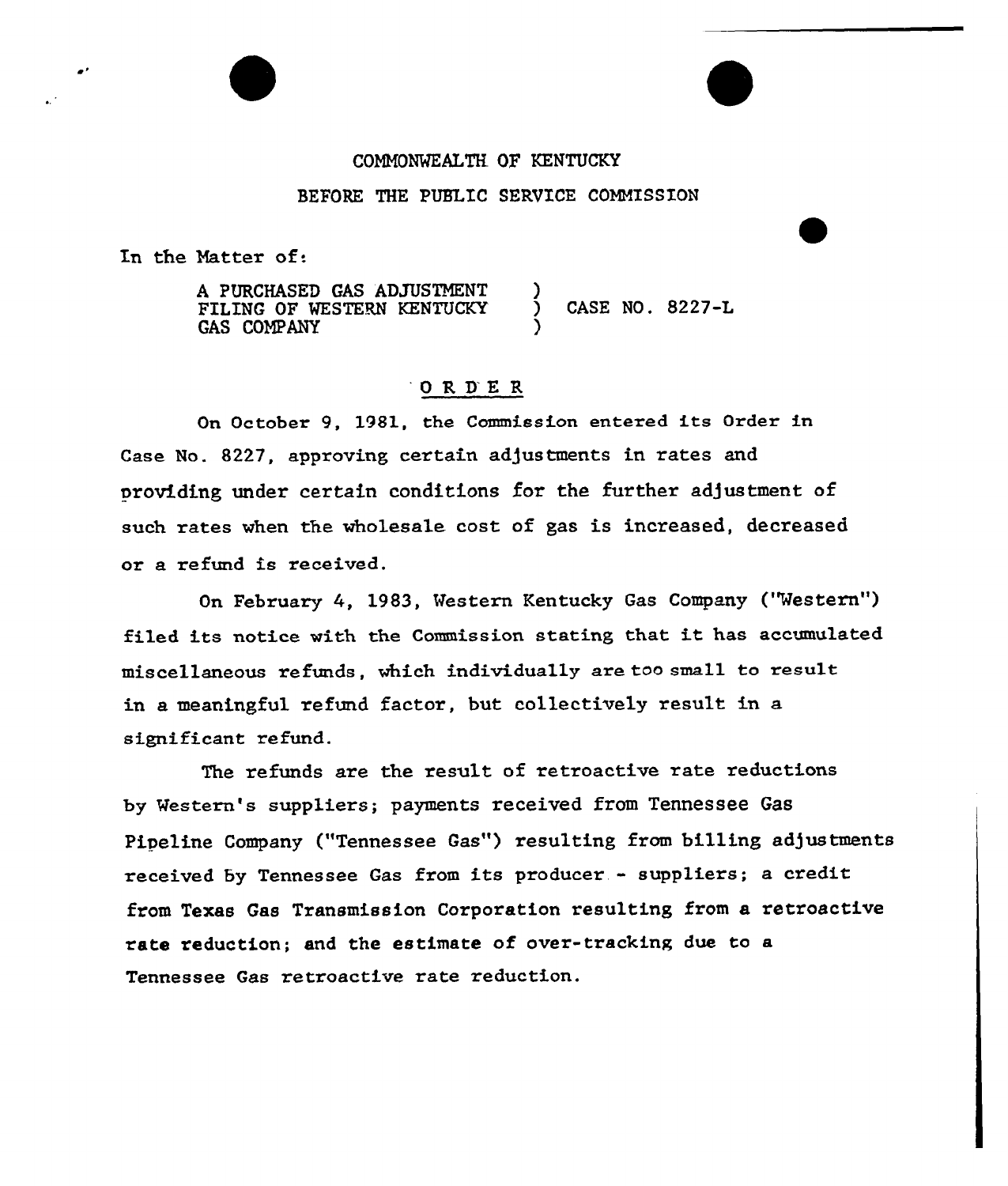COMMONWEALTH OF KENTUCKY

BEFORE THE PUBLIC SERVICE COMMISSION

In the Matter of:

A PURCHASED GAS ADJUSTMENT FILING OF WESTERN KENTUCKY GAS COMPANY ) CASE NO. 8227-L

# ORDER

On October 9, 1981, the Commission entered its Order in Case No. 8227, approving certain adjustments in rates and providing under certain conditions for the further adjustment of such rates when the wholesale cost of gas is increased, decreased or a refund is received.

On February 4, 1983, Western Kentucky Gas Company ("Western") filed its notice with the Commission stating that it has accumulated miscellaneous refunds, which individually are too small to result in a meaningful refund factor, but collectively result in a significant refund.

The refunds are the result of retroactive rate reductions by Western's suppliers; payments received from Tennessee Gas Pipeline Company ("Tennessee Gas") resulting from billing adjustments received by Tennessee Gas from its producer - suppliers; a credit from Texas Gas Transmission Corporation resulting from a retroactive rate reduction; and the estimate of over-tracking due to a Tennessee Gas retroactive rate reduction.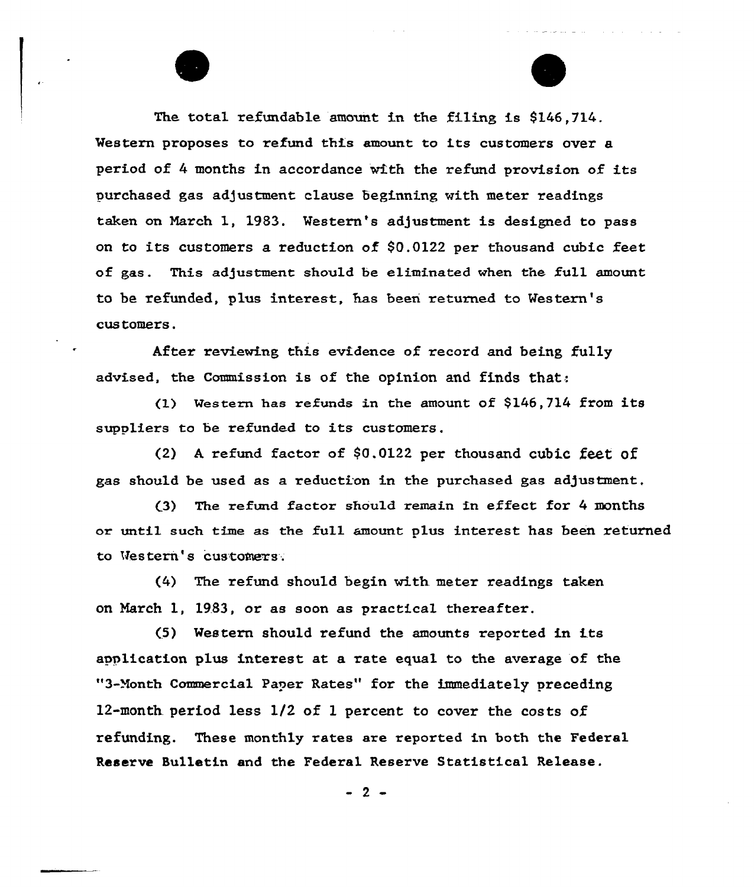The total refundable amount in the filing is $146,714. Western proposes to refund this amount to its customers over a period of 4 months in accordance with the refund provision of its purchased gas adjustment clause beginning with meter readings taken on March 1, 1983. Western's adjustment is designed to pass on to its customers a reduction of $0.0122 per thousand cubic feet of gas. This adjustment should be eliminated when the full amount to be refunded, plus interest, has been returned to Western's customers.

After reviewing this evidence of record and being fully advised, the Commission is of the opinion and finds that:

(1) Western has refunds in the amount of $146,714 from its suppliers to be refunded to its customers.

(2) A refund factor of $0.0122 per thousand cubic feet of gas should be used as a reduction in the purchased gas adjustment.

(3) The refund factor should remain in effect for 4 months or until such time as the full amount plus interest has been returned to Western's customers.

(4) The refund should begin with meter readings taken on March 1, 1983, or as soon as practical thereafter.

(5) Western should refund the amounts reported in its application plus interest at a rate equal to the average of the "3-Month Commercial Paper Rates" for the immediately preceding 12-month period less 1/2 of 1 percent to cover the costs of refunding. These monthly rates are reported in both the Federal Reserve Bulletin and the Federal Reserve Statistical Release.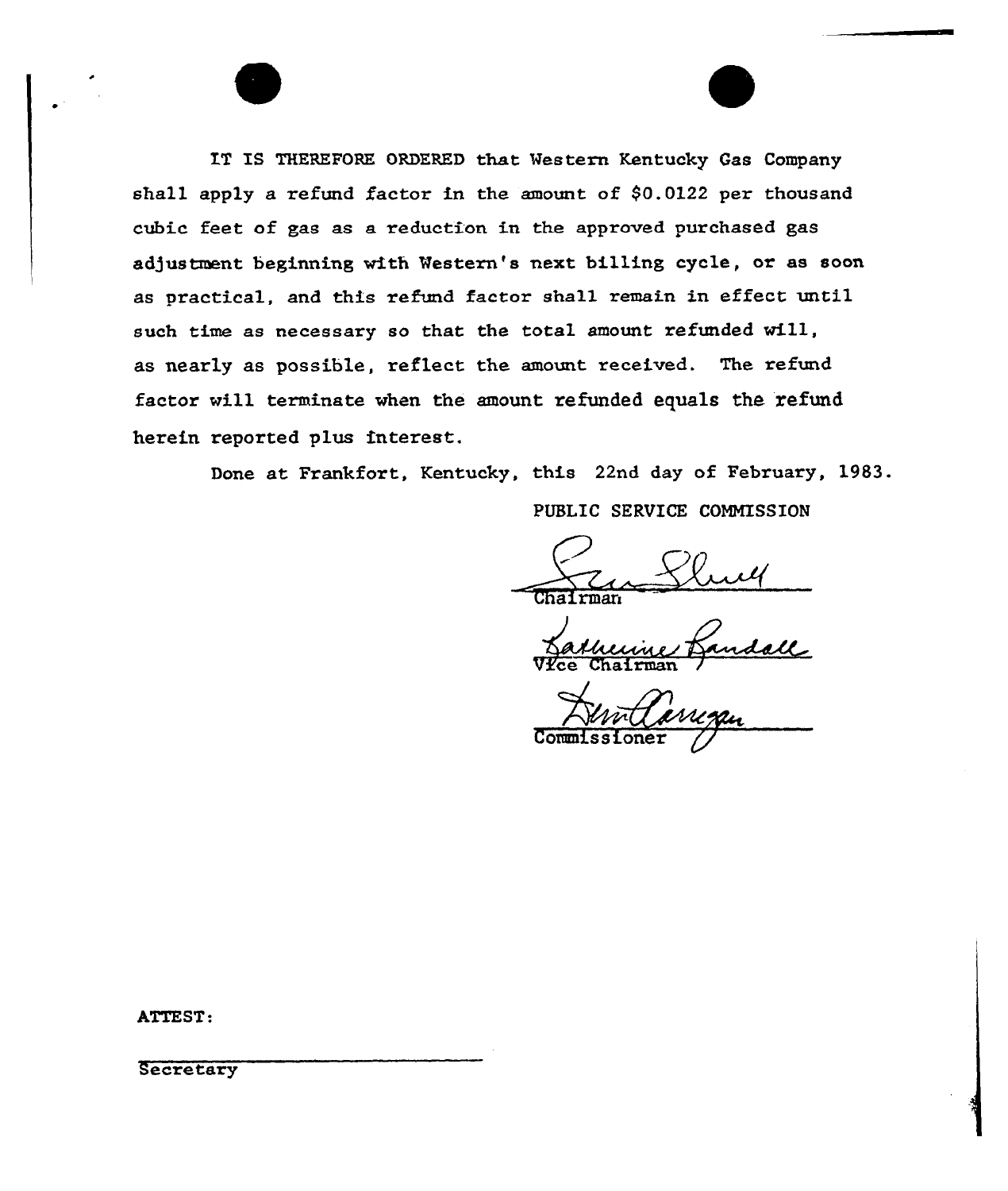IT IS THEREFORE ORDERED that Western Kentucky Gas Company shall apply a refund factor in the amount of $0.0122 per thousand cubic feet of gas as a reduction in the approved purchased gas adjustment beginning with Western's next billing cycle, or as soon as practical, and this refund factor shall remain in effect until such time as necessary so that the total amount refunded will, as nearly as possible, reflect the amount received. The refund factor will terminate when the amount refunded equals the refund herein reported plus interest.

Done at Frankfort, Kentucky, this 22nd day of February, 1983.

PUBLIC SERVICE COMMISSION

Chairman

Vice Chairman

Commissioner

ATTEST:

Secretary